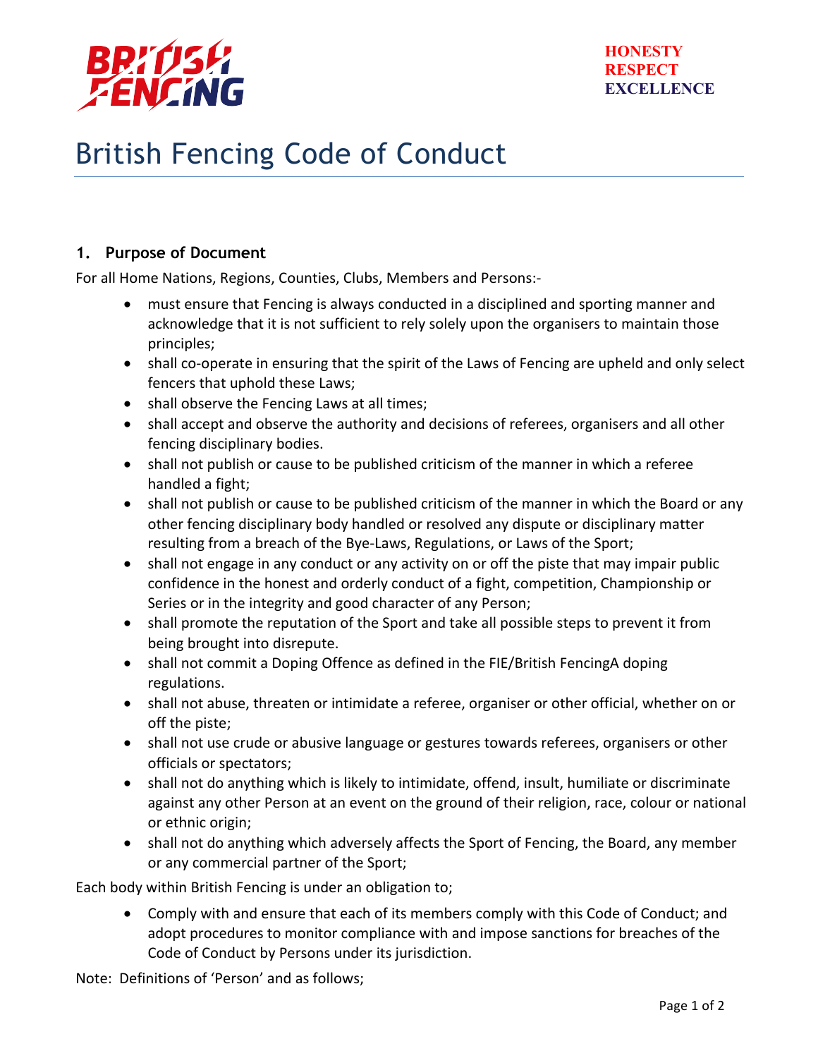HONESTY
RESPECT
EXCELLENCE

# British Fencing Code of Conduct

## 1. Purpose of Document

For all Home Nations, Regions, Counties, Clubs, Members and Persons:-

- must ensure that Fencing is always conducted in a disciplined and sporting manner and acknowledge that it is not sufficient to rely solely upon the organisers to maintain those principles;
- shall co-operate in ensuring that the spirit of the Laws of Fencing are upheld and only select fencers that uphold these Laws;
- shall observe the Fencing Laws at all times;
- shall accept and observe the authority and decisions of referees, organisers and all other fencing disciplinary bodies.
- shall not publish or cause to be published criticism of the manner in which a referee handled a fight;
- shall not publish or cause to be published criticism of the manner in which the Board or any other fencing disciplinary body handled or resolved any dispute or disciplinary matter resulting from a breach of the Bye-Laws, Regulations, or Laws of the Sport;
- shall not engage in any conduct or any activity on or off the piste that may impair public confidence in the honest and orderly conduct of a fight, competition, Championship or Series or in the integrity and good character of any Person;
- shall promote the reputation of the Sport and take all possible steps to prevent it from being brought into disrepute.
- shall not commit a Doping Offence as defined in the FIE/British FencingA doping regulations.
- shall not abuse, threaten or intimidate a referee, organiser or other official, whether on or off the piste;
- shall not use crude or abusive language or gestures towards referees, organisers or other officials or spectators;
- shall not do anything which is likely to intimidate, offend, insult, humiliate or discriminate against any other Person at an event on the ground of their religion, race, colour or national or ethnic origin;
- shall not do anything which adversely affects the Sport of Fencing, the Board, any member or any commercial partner of the Sport;

Each body within British Fencing is under an obligation to;

- Comply with and ensure that each of its members comply with this Code of Conduct; and adopt procedures to monitor compliance with and impose sanctions for breaches of the Code of Conduct by Persons under its jurisdiction.

Note: Definitions of 'Person' and as follows;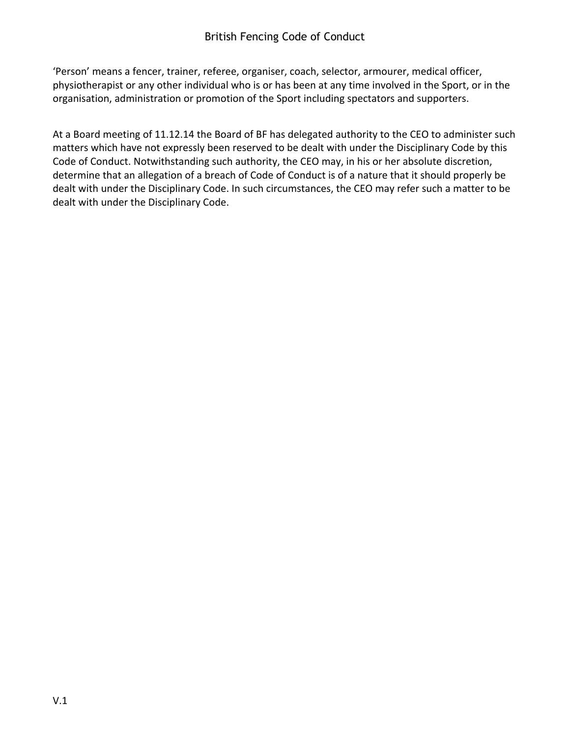'Person' means a fencer, trainer, referee, organiser, coach, selector, armourer, medical officer, physiotherapist or any other individual who is or has been at any time involved in the Sport, or in the organisation, administration or promotion of the Sport including spectators and supporters.

At a Board meeting of 11.12.14 the Board of BF has delegated authority to the CEO to administer such matters which have not expressly been reserved to be dealt with under the Disciplinary Code by this Code of Conduct. Notwithstanding such authority, the CEO may, in his or her absolute discretion, determine that an allegation of a breach of Code of Conduct is of a nature that it should properly be dealt with under the Disciplinary Code. In such circumstances, the CEO may refer such a matter to be dealt with under the Disciplinary Code.